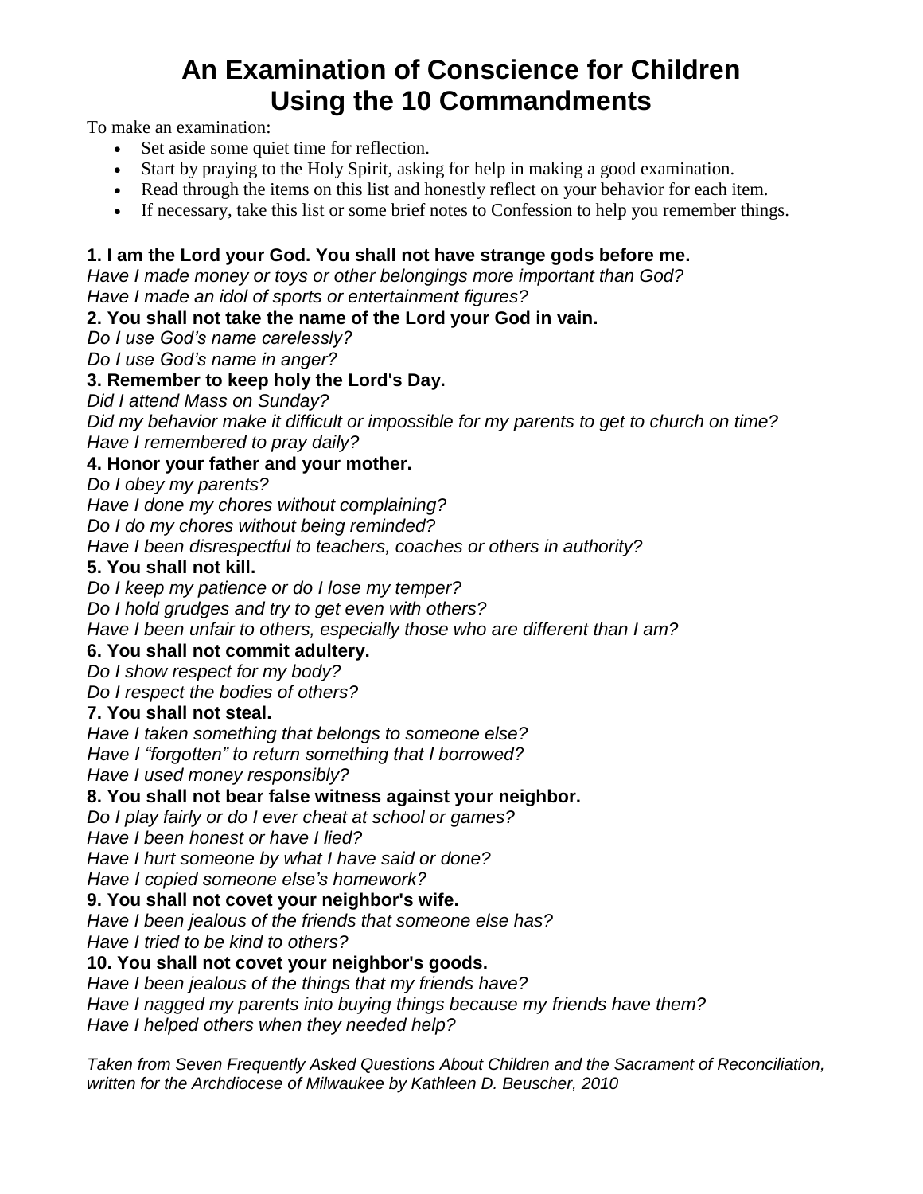# An Examination of Conscience for Children Using the 10 Commandments

To make an examination:

- Set aside some quiet time for reflection.
- Start by praying to the Holy Spirit, asking for help in making a good examination.
- Read through the items on this list and honestly reflect on your behavior for each item.
- If necessary, take this list or some brief notes to Confession to help you remember things.

**1. I am the Lord your God. You shall not have strange gods before me.**
*Have I made money or toys or other belongings more important than God?*
*Have I made an idol of sports or entertainment figures?*

**2. You shall not take the name of the Lord your God in vain.**
*Do I use God's name carelessly?*
*Do I use God's name in anger?*

**3. Remember to keep holy the Lord's Day.**
*Did I attend Mass on Sunday?*
*Did my behavior make it difficult or impossible for my parents to get to church on time?*
*Have I remembered to pray daily?*

**4. Honor your father and your mother.**
*Do I obey my parents?*
*Have I done my chores without complaining?*
*Do I do my chores without being reminded?*
*Have I been disrespectful to teachers, coaches or others in authority?*

**5. You shall not kill.**
*Do I keep my patience or do I lose my temper?*
*Do I hold grudges and try to get even with others?*
*Have I been unfair to others, especially those who are different than I am?*

**6. You shall not commit adultery.**
*Do I show respect for my body?*
*Do I respect the bodies of others?*

**7. You shall not steal.**
*Have I taken something that belongs to someone else?*
*Have I "forgotten" to return something that I borrowed?*
*Have I used money responsibly?*

**8. You shall not bear false witness against your neighbor.**
*Do I play fairly or do I ever cheat at school or games?*
*Have I been honest or have I lied?*
*Have I hurt someone by what I have said or done?*
*Have I copied someone else's homework?*

**9. You shall not covet your neighbor's wife.**
*Have I been jealous of the friends that someone else has?*
*Have I tried to be kind to others?*

**10. You shall not covet your neighbor's goods.**
*Have I been jealous of the things that my friends have?*
*Have I nagged my parents into buying things because my friends have them?*
*Have I helped others when they needed help?*

*Taken from Seven Frequently Asked Questions About Children and the Sacrament of Reconciliation, written for the Archdiocese of Milwaukee by Kathleen D. Beuscher, 2010*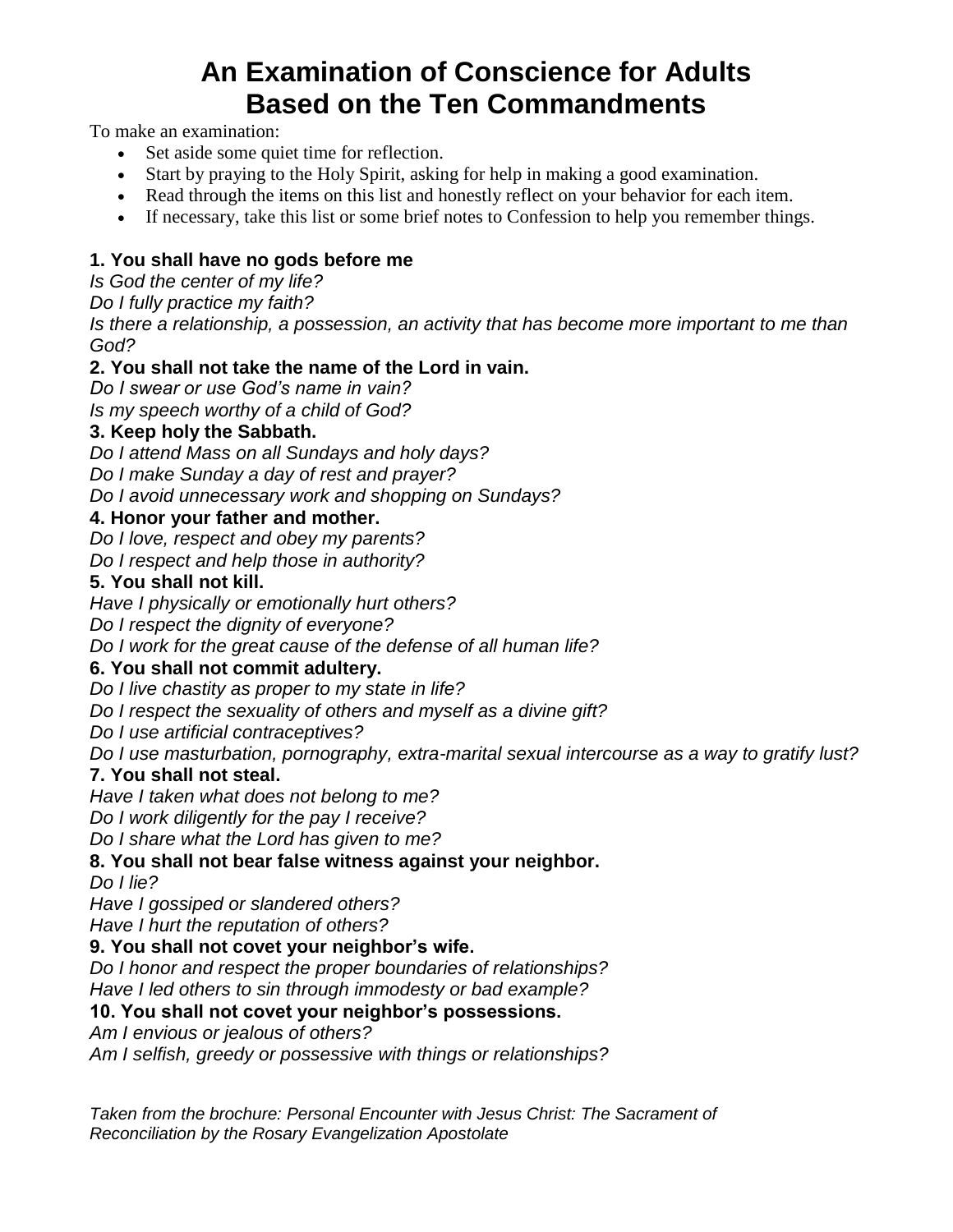# An Examination of Conscience for Adults Based on the Ten Commandments

To make an examination:

- Set aside some quiet time for reflection.
- Start by praying to the Holy Spirit, asking for help in making a good examination.
- Read through the items on this list and honestly reflect on your behavior for each item.
- If necessary, take this list or some brief notes to Confession to help you remember things.

**1. You shall have no gods before me**

*Is God the center of my life?*
*Do I fully practice my faith?*
*Is there a relationship, a possession, an activity that has become more important to me than God?*

**2. You shall not take the name of the Lord in vain.**

*Do I swear or use God's name in vain?*
*Is my speech worthy of a child of God?*

**3. Keep holy the Sabbath.**

*Do I attend Mass on all Sundays and holy days?*
*Do I make Sunday a day of rest and prayer?*
*Do I avoid unnecessary work and shopping on Sundays?*

**4. Honor your father and mother.**

*Do I love, respect and obey my parents?*
*Do I respect and help those in authority?*

**5. You shall not kill.**

*Have I physically or emotionally hurt others?*
*Do I respect the dignity of everyone?*
*Do I work for the great cause of the defense of all human life?*

**6. You shall not commit adultery.**

*Do I live chastity as proper to my state in life?*
*Do I respect the sexuality of others and myself as a divine gift?*
*Do I use artificial contraceptives?*
*Do I use masturbation, pornography, extra-marital sexual intercourse as a way to gratify lust?*

**7. You shall not steal.**

*Have I taken what does not belong to me?*
*Do I work diligently for the pay I receive?*
*Do I share what the Lord has given to me?*

**8. You shall not bear false witness against your neighbor.**

*Do I lie?*
*Have I gossiped or slandered others?*
*Have I hurt the reputation of others?*

**9. You shall not covet your neighbor's wife.**

*Do I honor and respect the proper boundaries of relationships?*
*Have I led others to sin through immodesty or bad example?*

**10. You shall not covet your neighbor's possessions.**

*Am I envious or jealous of others?*
*Am I selfish, greedy or possessive with things or relationships?*

*Taken from the brochure: Personal Encounter with Jesus Christ: The Sacrament of Reconciliation by the Rosary Evangelization Apostolate*